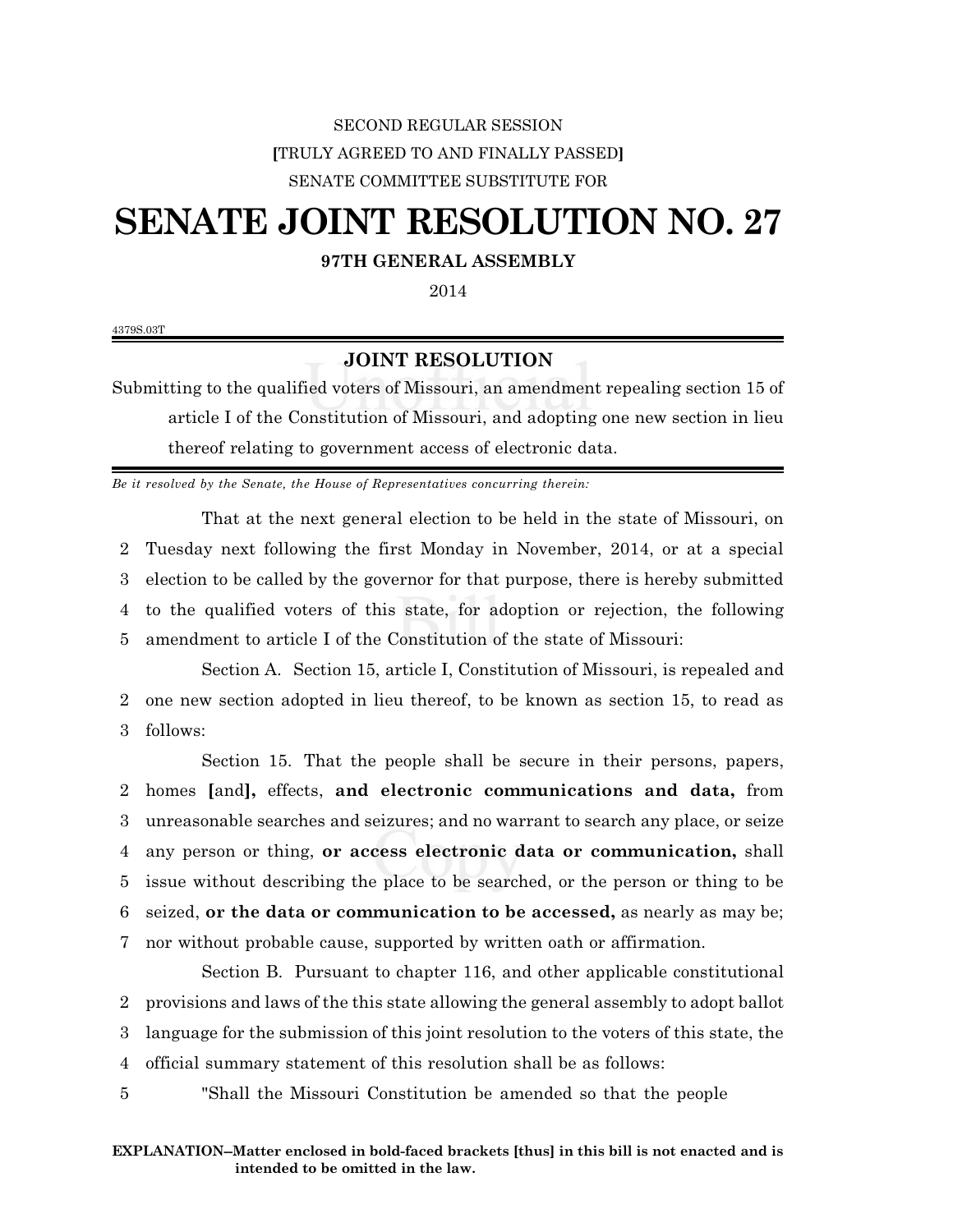SECOND REGULAR SESSION

[TRULY AGREED TO AND FINALLY PASSED]

SENATE COMMITTEE SUBSTITUTE FOR

# SENATE JOINT RESOLUTION NO. 27

**97TH GENERAL ASSEMBLY**

2014

4379S.03T

## JOINT RESOLUTION

Submitting to the qualified voters of Missouri, an amendment repealing section 15 of article I of the Constitution of Missouri, and adopting one new section in lieu thereof relating to government access of electronic data.

*Be it resolved by the Senate, the House of Representatives concurring therein:*

That at the next general election to be held in the state of Missouri, on
2 Tuesday next following the first Monday in November, 2014, or at a special
3 election to be called by the governor for that purpose, there is hereby submitted
4 to the qualified voters of this state, for adoption or rejection, the following
5 amendment to article I of the Constitution of the state of Missouri:

Section A. Section 15, article I, Constitution of Missouri, is repealed and
2 one new section adopted in lieu thereof, to be known as section 15, to read as
3 follows:

Section 15. That the people shall be secure in their persons, papers,
2 homes **[**and**]**, effects, **and electronic communications and data,** from
3 unreasonable searches and seizures; and no warrant to search any place, or seize
4 any person or thing, **or access electronic data or communication,** shall
5 issue without describing the place to be searched, or the person or thing to be
6 seized, **or the data or communication to be accessed,** as nearly as may be;
7 nor without probable cause, supported by written oath or affirmation.

Section B. Pursuant to chapter 116, and other applicable constitutional
2 provisions and laws of the this state allowing the general assembly to adopt ballot
3 language for the submission of this joint resolution to the voters of this state, the
4 official summary statement of this resolution shall be as follows:
5 "Shall the Missouri Constitution be amended so that the people

**EXPLANATION–Matter enclosed in bold-faced brackets [thus] in this bill is not enacted and is intended to be omitted in the law.**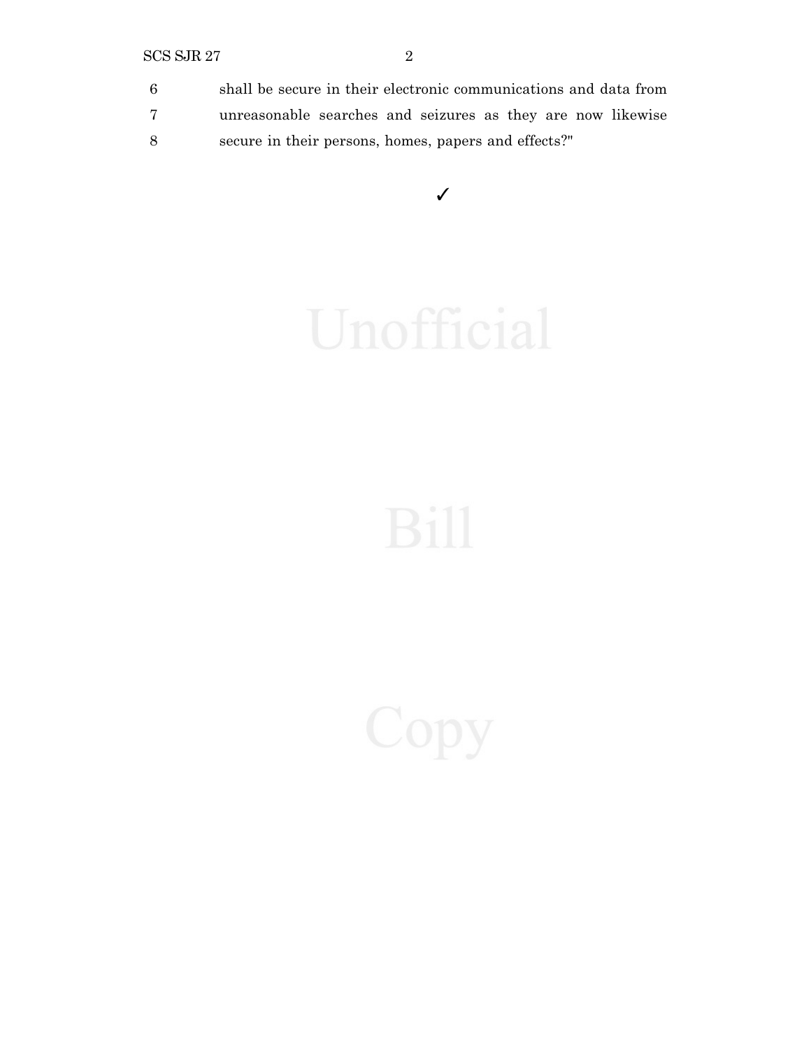shall be secure in their electronic communications and data from unreasonable searches and seizures as they are now likewise secure in their persons, homes, papers and effects?"

✓